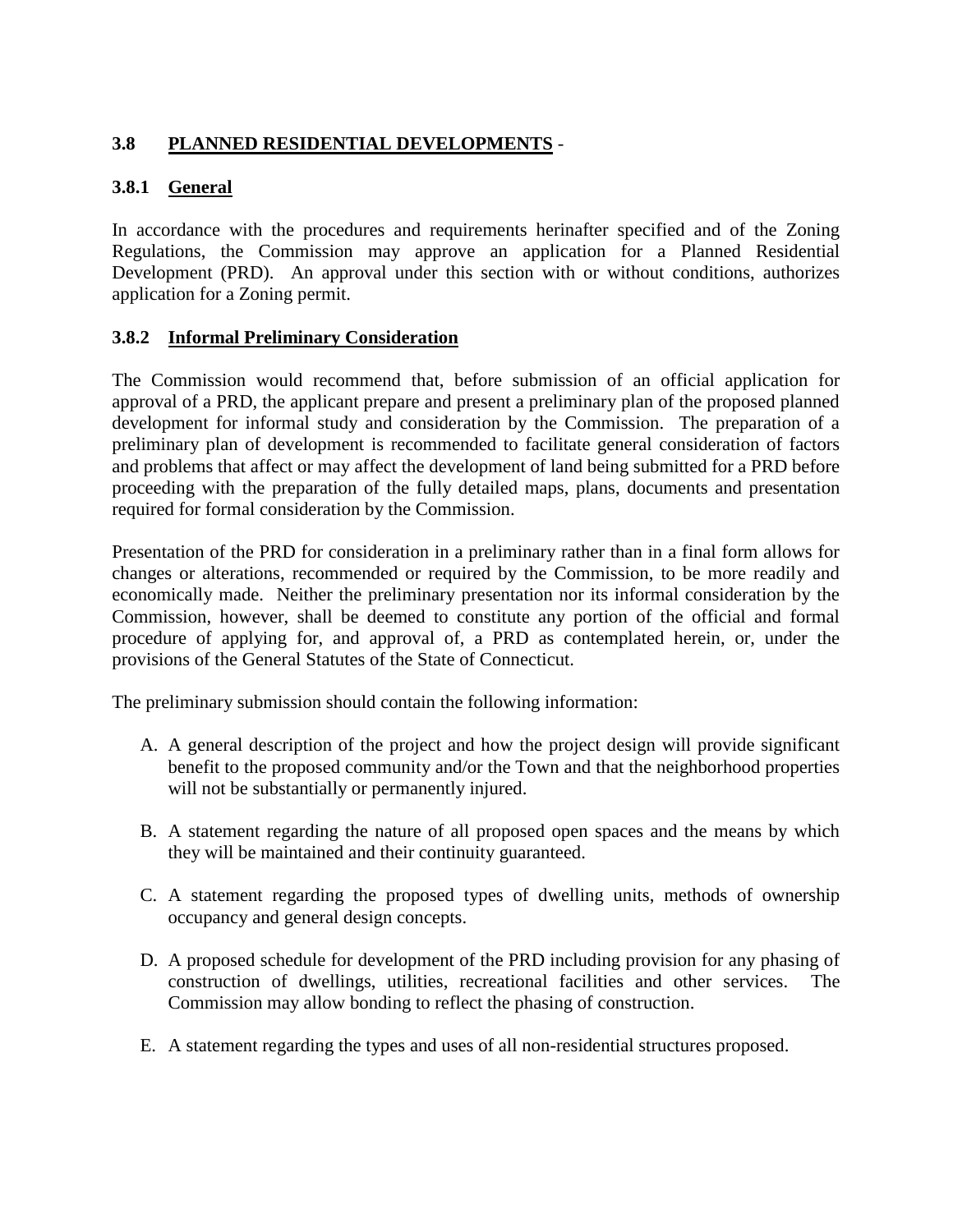## 3.8 PLANNED RESIDENTIAL DEVELOPMENTS -

### 3.8.1 General

In accordance with the procedures and requirements herinafter specified and of the Zoning Regulations, the Commission may approve an application for a Planned Residential Development (PRD). An approval under this section with or without conditions, authorizes application for a Zoning permit.

### 3.8.2 Informal Preliminary Consideration

The Commission would recommend that, before submission of an official application for approval of a PRD, the applicant prepare and present a preliminary plan of the proposed planned development for informal study and consideration by the Commission. The preparation of a preliminary plan of development is recommended to facilitate general consideration of factors and problems that affect or may affect the development of land being submitted for a PRD before proceeding with the preparation of the fully detailed maps, plans, documents and presentation required for formal consideration by the Commission.

Presentation of the PRD for consideration in a preliminary rather than in a final form allows for changes or alterations, recommended or required by the Commission, to be more readily and economically made. Neither the preliminary presentation nor its informal consideration by the Commission, however, shall be deemed to constitute any portion of the official and formal procedure of applying for, and approval of, a PRD as contemplated herein, or, under the provisions of the General Statutes of the State of Connecticut.

The preliminary submission should contain the following information:

A. A general description of the project and how the project design will provide significant benefit to the proposed community and/or the Town and that the neighborhood properties will not be substantially or permanently injured.

B. A statement regarding the nature of all proposed open spaces and the means by which they will be maintained and their continuity guaranteed.

C. A statement regarding the proposed types of dwelling units, methods of ownership occupancy and general design concepts.

D. A proposed schedule for development of the PRD including provision for any phasing of construction of dwellings, utilities, recreational facilities and other services. The Commission may allow bonding to reflect the phasing of construction.

E. A statement regarding the types and uses of all non-residential structures proposed.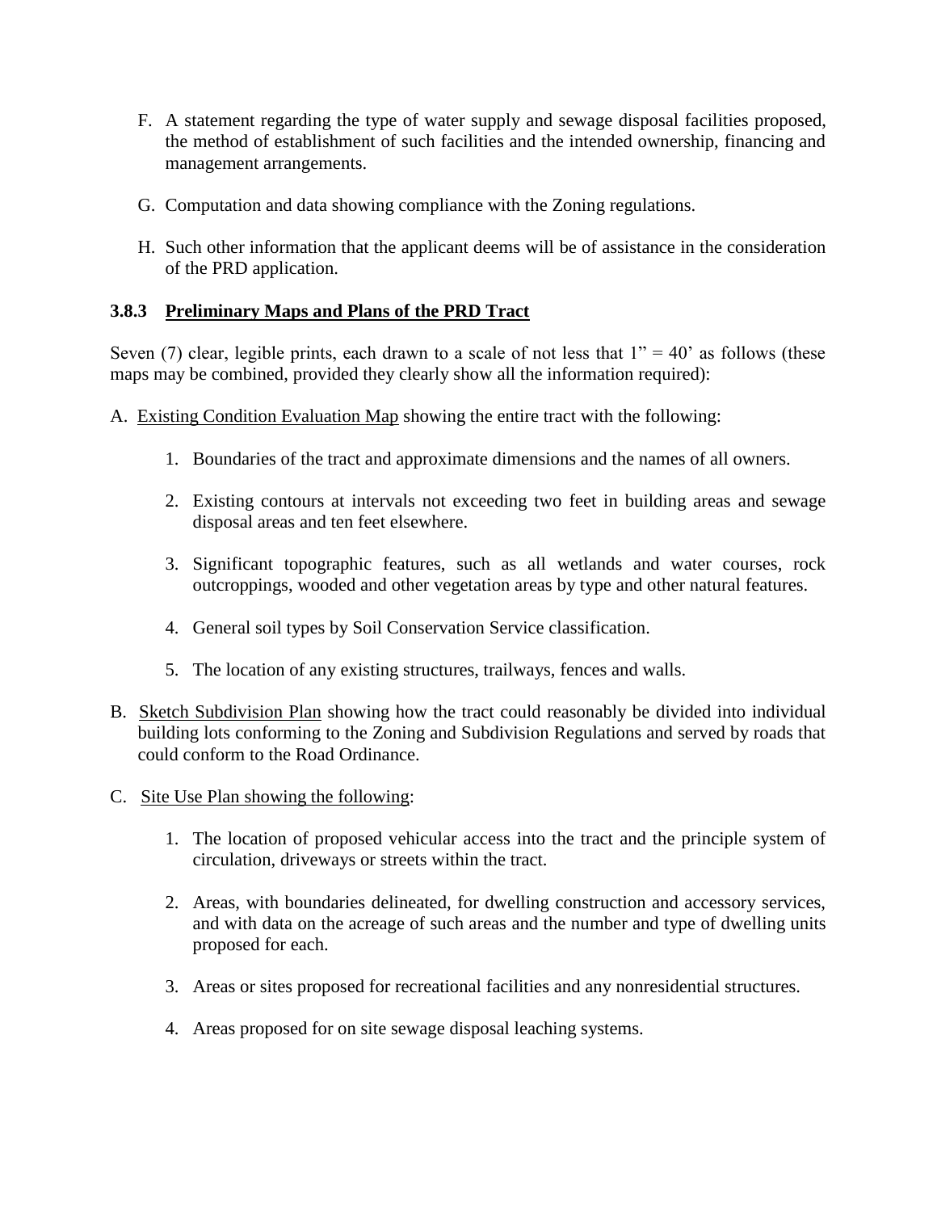F. A statement regarding the type of water supply and sewage disposal facilities proposed, the method of establishment of such facilities and the intended ownership, financing and management arrangements.

G. Computation and data showing compliance with the Zoning regulations.

H. Such other information that the applicant deems will be of assistance in the consideration of the PRD application.

### **3.8.3 Preliminary Maps and Plans of the PRD Tract**

Seven (7) clear, legible prints, each drawn to a scale of not less that 1" = 40' as follows (these maps may be combined, provided they clearly show all the information required):

A. Existing Condition Evaluation Map showing the entire tract with the following:

1. Boundaries of the tract and approximate dimensions and the names of all owners.
2. Existing contours at intervals not exceeding two feet in building areas and sewage disposal areas and ten feet elsewhere.
3. Significant topographic features, such as all wetlands and water courses, rock outcroppings, wooded and other vegetation areas by type and other natural features.
4. General soil types by Soil Conservation Service classification.
5. The location of any existing structures, trailways, fences and walls.

B. Sketch Subdivision Plan showing how the tract could reasonably be divided into individual building lots conforming to the Zoning and Subdivision Regulations and served by roads that could conform to the Road Ordinance.

C. Site Use Plan showing the following:

1. The location of proposed vehicular access into the tract and the principle system of circulation, driveways or streets within the tract.
2. Areas, with boundaries delineated, for dwelling construction and accessory services, and with data on the acreage of such areas and the number and type of dwelling units proposed for each.
3. Areas or sites proposed for recreational facilities and any nonresidential structures.
4. Areas proposed for on site sewage disposal leaching systems.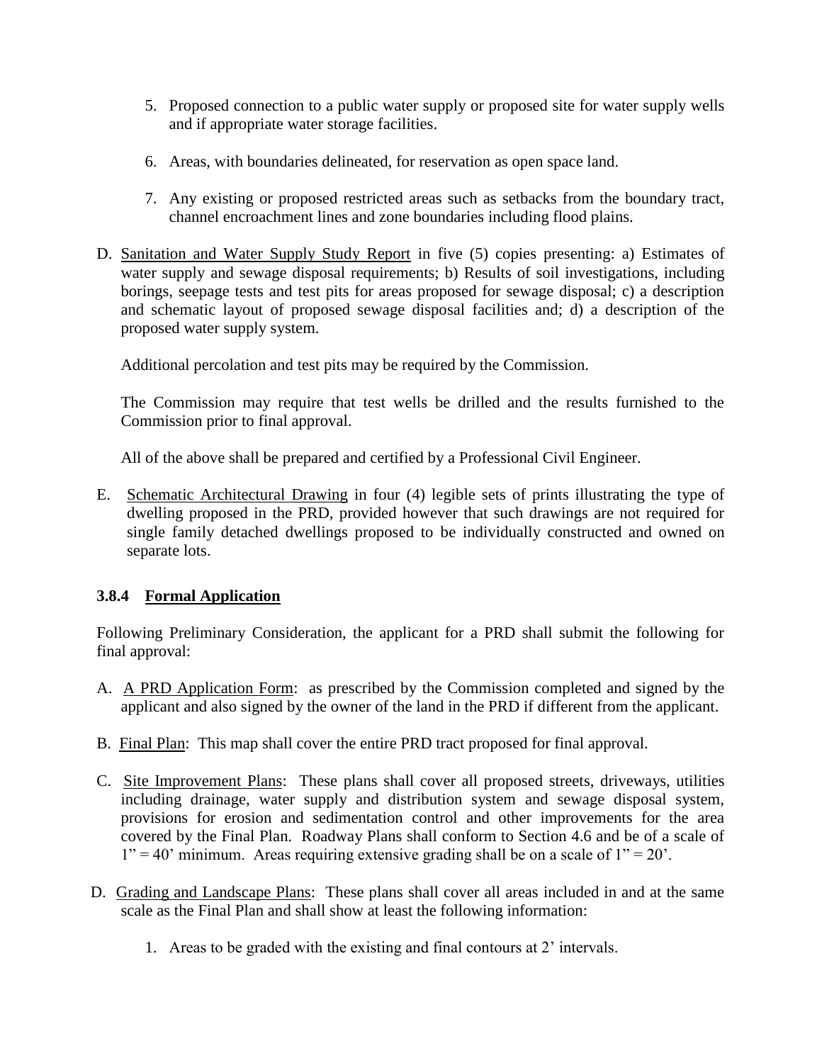5. Proposed connection to a public water supply or proposed site for water supply wells and if appropriate water storage facilities.

6. Areas, with boundaries delineated, for reservation as open space land.

7. Any existing or proposed restricted areas such as setbacks from the boundary tract, channel encroachment lines and zone boundaries including flood plains.

D. Sanitation and Water Supply Study Report in five (5) copies presenting: a) Estimates of water supply and sewage disposal requirements; b) Results of soil investigations, including borings, seepage tests and test pits for areas proposed for sewage disposal; c) a description and schematic layout of proposed sewage disposal facilities and; d) a description of the proposed water supply system.

   Additional percolation and test pits may be required by the Commission.

   The Commission may require that test wells be drilled and the results furnished to the Commission prior to final approval.

   All of the above shall be prepared and certified by a Professional Civil Engineer.

E. Schematic Architectural Drawing in four (4) legible sets of prints illustrating the type of dwelling proposed in the PRD, provided however that such drawings are not required for single family detached dwellings proposed to be individually constructed and owned on separate lots.

### 3.8.4 Formal Application

Following Preliminary Consideration, the applicant for a PRD shall submit the following for final approval:

A. A PRD Application Form: as prescribed by the Commission completed and signed by the applicant and also signed by the owner of the land in the PRD if different from the applicant.

B. Final Plan: This map shall cover the entire PRD tract proposed for final approval.

C. Site Improvement Plans: These plans shall cover all proposed streets, driveways, utilities including drainage, water supply and distribution system and sewage disposal system, provisions for erosion and sedimentation control and other improvements for the area covered by the Final Plan. Roadway Plans shall conform to Section 4.6 and be of a scale of 1" = 40' minimum. Areas requiring extensive grading shall be on a scale of 1" = 20'.

D. Grading and Landscape Plans: These plans shall cover all areas included in and at the same scale as the Final Plan and shall show at least the following information:

   1. Areas to be graded with the existing and final contours at 2' intervals.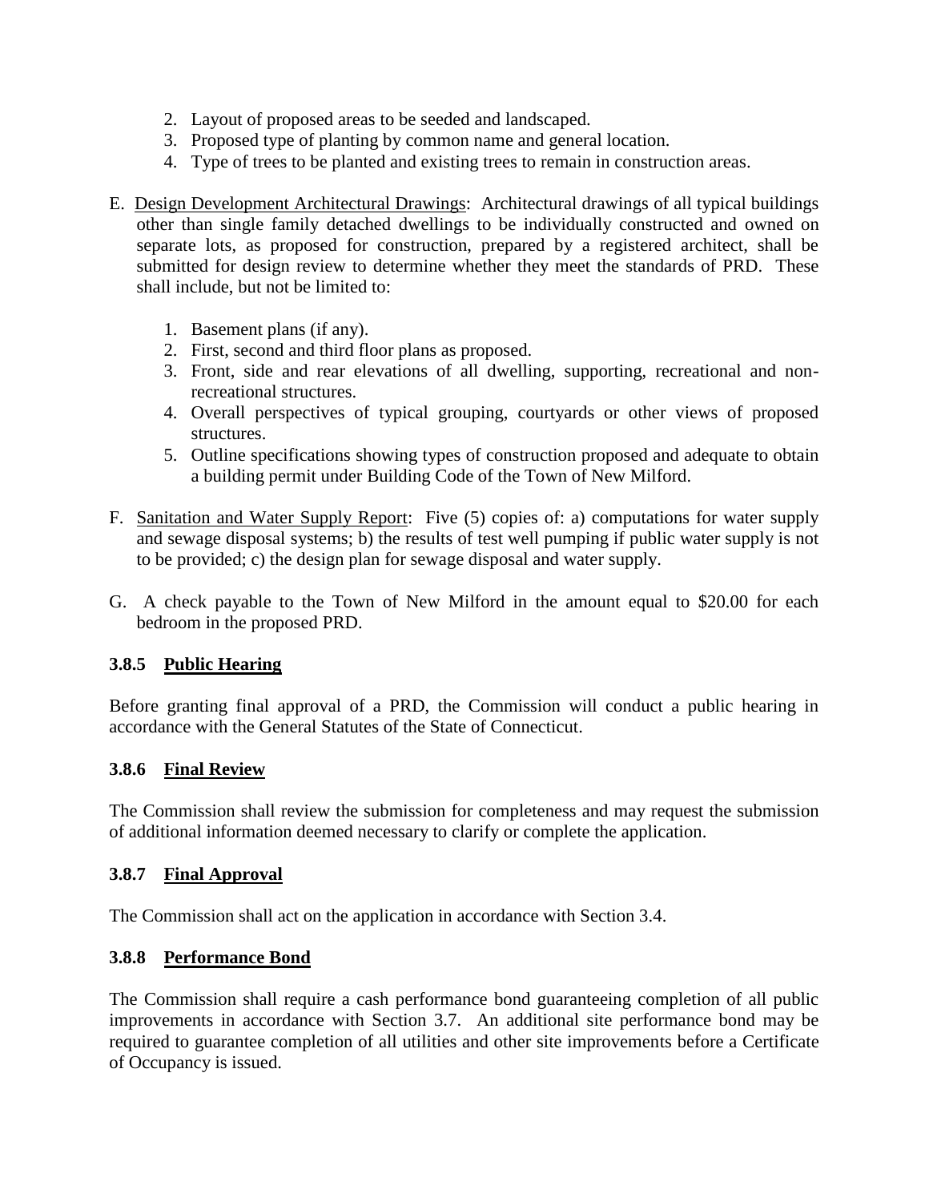2. Layout of proposed areas to be seeded and landscaped.
3. Proposed type of planting by common name and general location.
4. Type of trees to be planted and existing trees to remain in construction areas.

E. Design Development Architectural Drawings: Architectural drawings of all typical buildings other than single family detached dwellings to be individually constructed and owned on separate lots, as proposed for construction, prepared by a registered architect, shall be submitted for design review to determine whether they meet the standards of PRD. These shall include, but not be limited to:

1. Basement plans (if any).
2. First, second and third floor plans as proposed.
3. Front, side and rear elevations of all dwelling, supporting, recreational and non-recreational structures.
4. Overall perspectives of typical grouping, courtyards or other views of proposed structures.
5. Outline specifications showing types of construction proposed and adequate to obtain a building permit under Building Code of the Town of New Milford.

F. Sanitation and Water Supply Report: Five (5) copies of: a) computations for water supply and sewage disposal systems; b) the results of test well pumping if public water supply is not to be provided; c) the design plan for sewage disposal and water supply.

G. A check payable to the Town of New Milford in the amount equal to $20.00 for each bedroom in the proposed PRD.

### 3.8.5 Public Hearing

Before granting final approval of a PRD, the Commission will conduct a public hearing in accordance with the General Statutes of the State of Connecticut.

### 3.8.6 Final Review

The Commission shall review the submission for completeness and may request the submission of additional information deemed necessary to clarify or complete the application.

### 3.8.7 Final Approval

The Commission shall act on the application in accordance with Section 3.4.

### 3.8.8 Performance Bond

The Commission shall require a cash performance bond guaranteeing completion of all public improvements in accordance with Section 3.7. An additional site performance bond may be required to guarantee completion of all utilities and other site improvements before a Certificate of Occupancy is issued.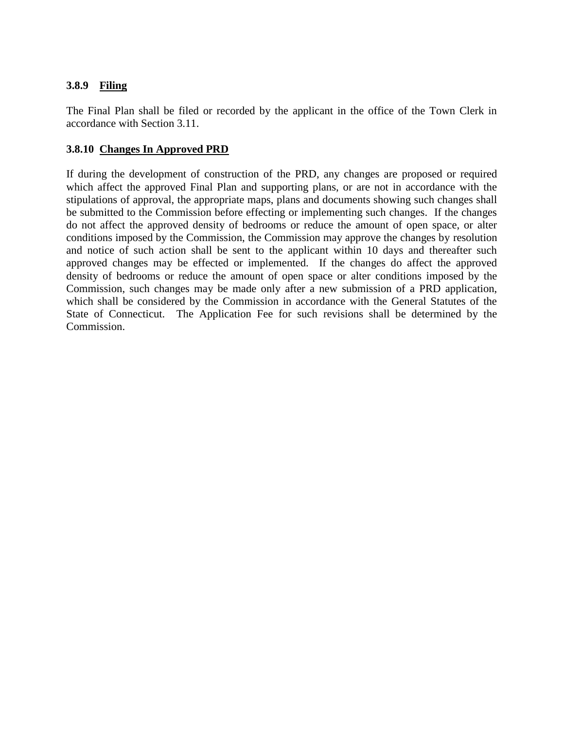### 3.8.9 Filing

The Final Plan shall be filed or recorded by the applicant in the office of the Town Clerk in accordance with Section 3.11.

### 3.8.10 Changes In Approved PRD

If during the development of construction of the PRD, any changes are proposed or required which affect the approved Final Plan and supporting plans, or are not in accordance with the stipulations of approval, the appropriate maps, plans and documents showing such changes shall be submitted to the Commission before effecting or implementing such changes. If the changes do not affect the approved density of bedrooms or reduce the amount of open space, or alter conditions imposed by the Commission, the Commission may approve the changes by resolution and notice of such action shall be sent to the applicant within 10 days and thereafter such approved changes may be effected or implemented. If the changes do affect the approved density of bedrooms or reduce the amount of open space or alter conditions imposed by the Commission, such changes may be made only after a new submission of a PRD application, which shall be considered by the Commission in accordance with the General Statutes of the State of Connecticut. The Application Fee for such revisions shall be determined by the Commission.